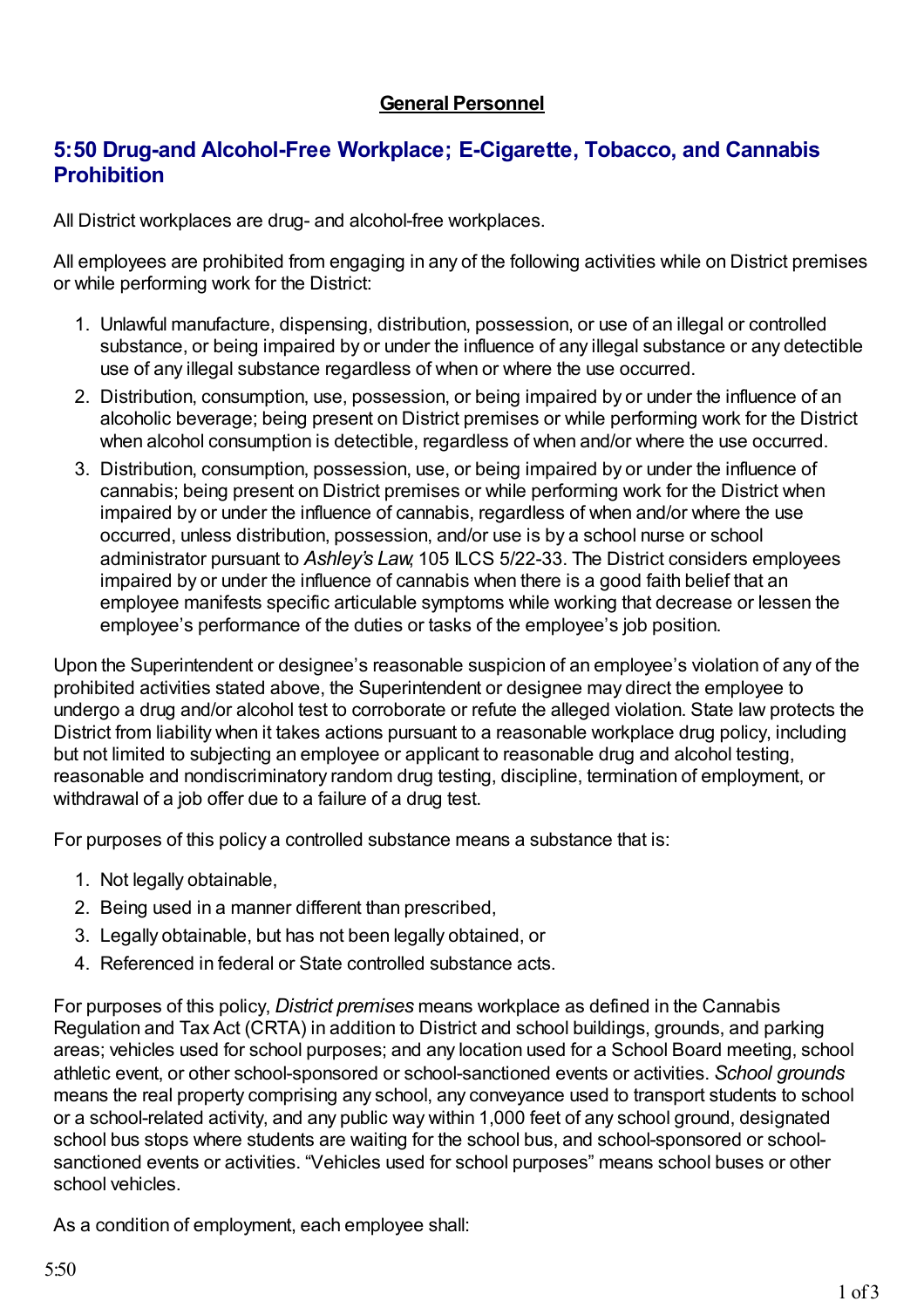**General Personnel**

## 5:50 Drug-and Alcohol-Free Workplace; E-Cigarette, Tobacco, and Cannabis Prohibition

All District workplaces are drug- and alcohol-free workplaces.

All employees are prohibited from engaging in any of the following activities while on District premises or while performing work for the District:

1. Unlawful manufacture, dispensing, distribution, possession, or use of an illegal or controlled substance, or being impaired by or under the influence of any illegal substance or any detectible use of any illegal substance regardless of when or where the use occurred.
2. Distribution, consumption, use, possession, or being impaired by or under the influence of an alcoholic beverage; being present on District premises or while performing work for the District when alcohol consumption is detectible, regardless of when and/or where the use occurred.
3. Distribution, consumption, possession, use, or being impaired by or under the influence of cannabis; being present on District premises or while performing work for the District when impaired by or under the influence of cannabis, regardless of when and/or where the use occurred, unless distribution, possession, and/or use is by a school nurse or school administrator pursuant to *Ashley's Law*, 105 ILCS 5/22-33. The District considers employees impaired by or under the influence of cannabis when there is a good faith belief that an employee manifests specific articulable symptoms while working that decrease or lessen the employee's performance of the duties or tasks of the employee's job position.

Upon the Superintendent or designee's reasonable suspicion of an employee's violation of any of the prohibited activities stated above, the Superintendent or designee may direct the employee to undergo a drug and/or alcohol test to corroborate or refute the alleged violation. State law protects the District from liability when it takes actions pursuant to a reasonable workplace drug policy, including but not limited to subjecting an employee or applicant to reasonable drug and alcohol testing, reasonable and nondiscriminatory random drug testing, discipline, termination of employment, or withdrawal of a job offer due to a failure of a drug test.

For purposes of this policy a controlled substance means a substance that is:

1. Not legally obtainable,
2. Being used in a manner different than prescribed,
3. Legally obtainable, but has not been legally obtained, or
4. Referenced in federal or State controlled substance acts.

For purposes of this policy, *District premises* means workplace as defined in the Cannabis Regulation and Tax Act (CRTA) in addition to District and school buildings, grounds, and parking areas; vehicles used for school purposes; and any location used for a School Board meeting, school athletic event, or other school-sponsored or school-sanctioned events or activities. *School grounds* means the real property comprising any school, any conveyance used to transport students to school or a school-related activity, and any public way within 1,000 feet of any school ground, designated school bus stops where students are waiting for the school bus, and school-sponsored or school-sanctioned events or activities. "Vehicles used for school purposes" means school buses or other school vehicles.

As a condition of employment, each employee shall: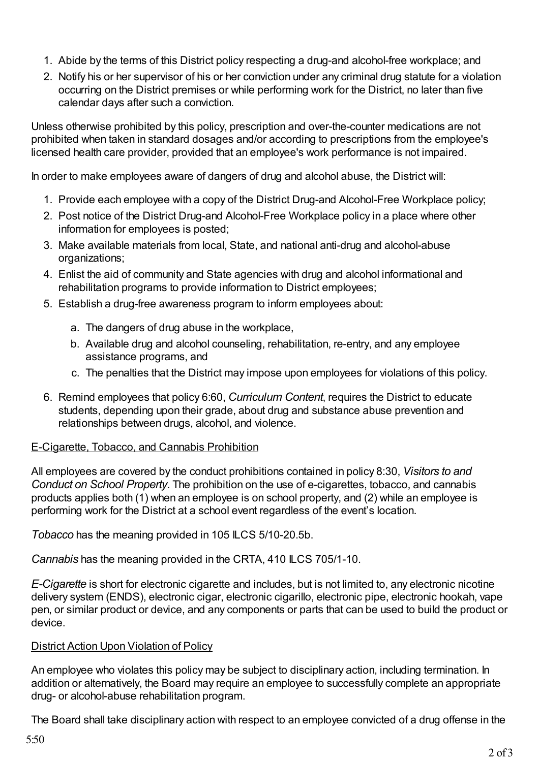1. Abide by the terms of this District policy respecting a drug-and alcohol-free workplace; and
2. Notify his or her supervisor of his or her conviction under any criminal drug statute for a violation occurring on the District premises or while performing work for the District, no later than five calendar days after such a conviction.

Unless otherwise prohibited by this policy, prescription and over-the-counter medications are not prohibited when taken in standard dosages and/or according to prescriptions from the employee's licensed health care provider, provided that an employee's work performance is not impaired.

In order to make employees aware of dangers of drug and alcohol abuse, the District will:

1. Provide each employee with a copy of the District Drug-and Alcohol-Free Workplace policy;
2. Post notice of the District Drug-and Alcohol-Free Workplace policy in a place where other information for employees is posted;
3. Make available materials from local, State, and national anti-drug and alcohol-abuse organizations;
4. Enlist the aid of community and State agencies with drug and alcohol informational and rehabilitation programs to provide information to District employees;
5. Establish a drug-free awareness program to inform employees about:
   a. The dangers of drug abuse in the workplace,
   b. Available drug and alcohol counseling, rehabilitation, re-entry, and any employee assistance programs, and
   c. The penalties that the District may impose upon employees for violations of this policy.
6. Remind employees that policy 6:60, *Curriculum Content*, requires the District to educate students, depending upon their grade, about drug and substance abuse prevention and relationships between drugs, alcohol, and violence.

E-Cigarette, Tobacco, and Cannabis Prohibition

All employees are covered by the conduct prohibitions contained in policy 8:30, *Visitors to and Conduct on School Property*. The prohibition on the use of e-cigarettes, tobacco, and cannabis products applies both (1) when an employee is on school property, and (2) while an employee is performing work for the District at a school event regardless of the event's location.

*Tobacco* has the meaning provided in 105 ILCS 5/10-20.5b.

*Cannabis* has the meaning provided in the CRTA, 410 ILCS 705/1-10.

*E-Cigarette* is short for electronic cigarette and includes, but is not limited to, any electronic nicotine delivery system (ENDS), electronic cigar, electronic cigarillo, electronic pipe, electronic hookah, vape pen, or similar product or device, and any components or parts that can be used to build the product or device.

District Action Upon Violation of Policy

An employee who violates this policy may be subject to disciplinary action, including termination. In addition or alternatively, the Board may require an employee to successfully complete an appropriate drug- or alcohol-abuse rehabilitation program.

The Board shall take disciplinary action with respect to an employee convicted of a drug offense in the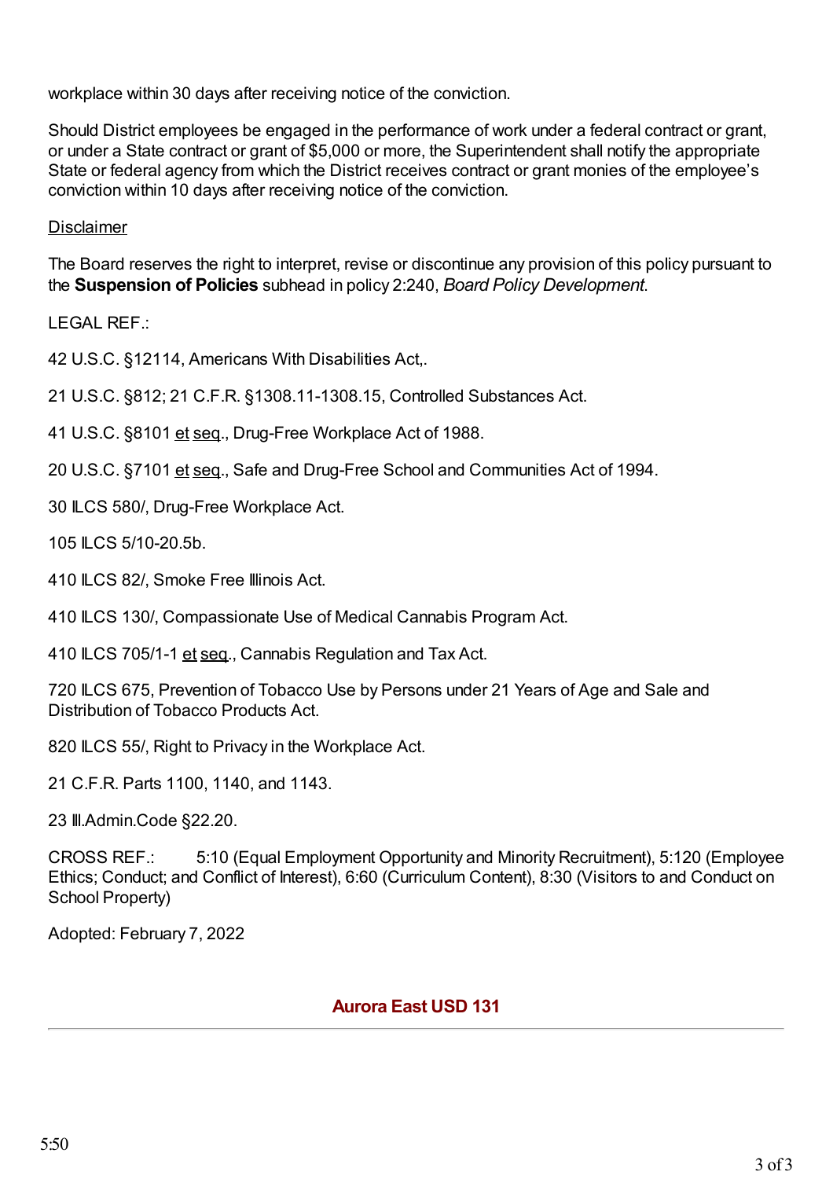workplace within 30 days after receiving notice of the conviction.

Should District employees be engaged in the performance of work under a federal contract or grant, or under a State contract or grant of $5,000 or more, the Superintendent shall notify the appropriate State or federal agency from which the District receives contract or grant monies of the employee's conviction within 10 days after receiving notice of the conviction.

Disclaimer

The Board reserves the right to interpret, revise or discontinue any provision of this policy pursuant to the **Suspension of Policies** subhead in policy 2:240, *Board Policy Development*.

LEGAL REF.:

42 U.S.C. §12114, Americans With Disabilities Act,.

21 U.S.C. §812; 21 C.F.R. §1308.11-1308.15, Controlled Substances Act.

41 U.S.C. §8101 et seq., Drug-Free Workplace Act of 1988.

20 U.S.C. §7101 et seq., Safe and Drug-Free School and Communities Act of 1994.

30 ILCS 580/, Drug-Free Workplace Act.

105 ILCS 5/10-20.5b.

410 ILCS 82/, Smoke Free Illinois Act.

410 ILCS 130/, Compassionate Use of Medical Cannabis Program Act.

410 ILCS 705/1-1 et seq., Cannabis Regulation and Tax Act.

720 ILCS 675, Prevention of Tobacco Use by Persons under 21 Years of Age and Sale and Distribution of Tobacco Products Act.

820 ILCS 55/, Right to Privacy in the Workplace Act.

21 C.F.R. Parts 1100, 1140, and 1143.

23 Ill.Admin.Code §22.20.

CROSS REF.: 5:10 (Equal Employment Opportunity and Minority Recruitment), 5:120 (Employee Ethics; Conduct; and Conflict of Interest), 6:60 (Curriculum Content), 8:30 (Visitors to and Conduct on School Property)

Adopted: February 7, 2022

**Aurora East USD 131**